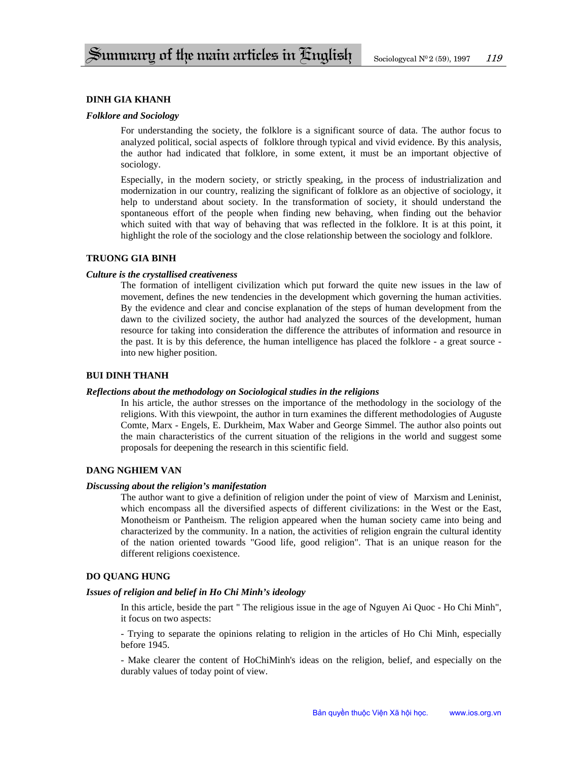# Summary of the main articles in English

### DINH GIA KHANH

***Folklore and Sociology***

For understanding the society, the folklore is a significant source of data. The author focus to analyzed political, social aspects of folklore through typical and vivid evidence. By this analysis, the author had indicated that folklore, in some extent, it must be an important objective of sociology.

Especially, in the modern society, or strictly speaking, in the process of industrialization and modernization in our country, realizing the significant of folklore as an objective of sociology, it help to understand about society. In the transformation of society, it should understand the spontaneous effort of the people when finding new behaving, when finding out the behavior which suited with that way of behaving that was reflected in the folklore. It is at this point, it highlight the role of the sociology and the close relationship between the sociology and folklore.

### TRUONG GIA BINH

***Culture is the crystallised creativeness***

The formation of intelligent civilization which put forward the quite new issues in the law of movement, defines the new tendencies in the development which governing the human activities. By the evidence and clear and concise explanation of the steps of human development from the dawn to the civilized society, the author had analyzed the sources of the development, human resource for taking into consideration the difference the attributes of information and resource in the past. It is by this deference, the human intelligence has placed the folklore - a great source - into new higher position.

### BUI DINH THANH

***Reflections about the methodology on Sociological studies in the religions***

In his article, the author stresses on the importance of the methodology in the sociology of the religions. With this viewpoint, the author in turn examines the different methodologies of Auguste Comte, Marx - Engels, E. Durkheim, Max Waber and George Simmel. The author also points out the main characteristics of the current situation of the religions in the world and suggest some proposals for deepening the research in this scientific field.

### DANG NGHIEM VAN

***Discussing about the religion's manifestation***

The author want to give a definition of religion under the point of view of Marxism and Leninist, which encompass all the diversified aspects of different civilizations: in the West or the East, Monotheism or Pantheism. The religion appeared when the human society came into being and characterized by the community. In a nation, the activities of religion engrain the cultural identity of the nation oriented towards "Good life, good religion". That is an unique reason for the different religions coexistence.

### DO QUANG HUNG

***Issues of religion and belief in Ho Chi Minh's ideology***

In this article, beside the part " The religious issue in the age of Nguyen Ai Quoc - Ho Chi Minh", it focus on two aspects:

- Trying to separate the opinions relating to religion in the articles of Ho Chi Minh, especially before 1945.

- Make clearer the content of HoChiMinh's ideas on the religion, belief, and especially on the durably values of today point of view.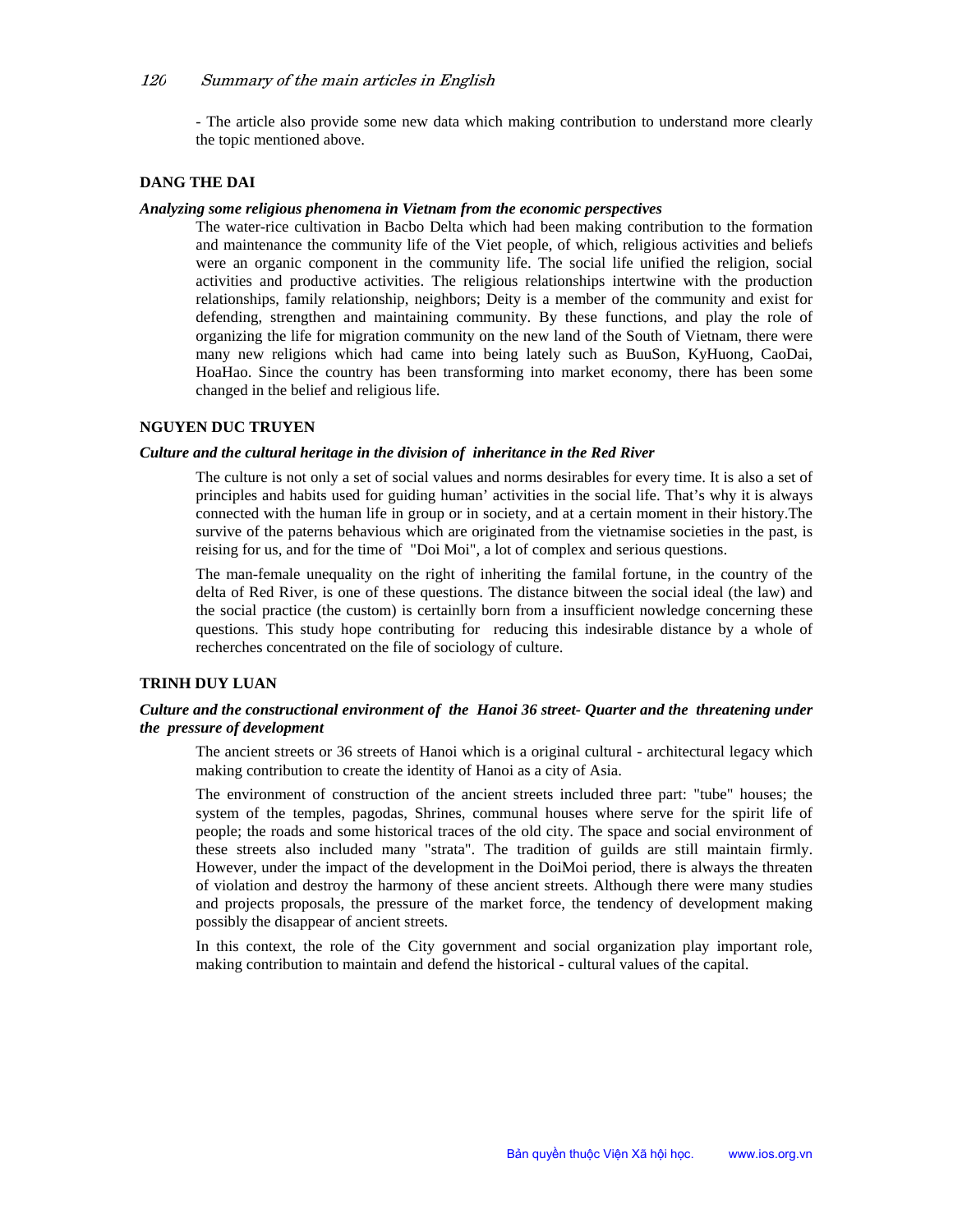- The article also provide some new data which making contribution to understand more clearly the topic mentioned above.

**DANG THE DAI**

***Analyzing some religious phenomena in Vietnam from the economic perspectives***

The water-rice cultivation in Bacbo Delta which had been making contribution to the formation and maintenance the community life of the Viet people, of which, religious activities and beliefs were an organic component in the community life. The social life unified the religion, social activities and productive activities. The religious relationships intertwine with the production relationships, family relationship, neighbors; Deity is a member of the community and exist for defending, strengthen and maintaining community. By these functions, and play the role of organizing the life for migration community on the new land of the South of Vietnam, there were many new religions which had came into being lately such as BuuSon, KyHuong, CaoDai, HoaHao. Since the country has been transforming into market economy, there has been some changed in the belief and religious life.

**NGUYEN DUC TRUYEN**

***Culture and the cultural heritage in the division of inheritance in the Red River***

The culture is not only a set of social values and norms desirables for every time. It is also a set of principles and habits used for guiding human' activities in the social life. That's why it is always connected with the human life in group or in society, and at a certain moment in their history.The survive of the paterns behavious which are originated from the vietnamise societies in the past, is reising for us, and for the time of "Doi Moi", a lot of complex and serious questions.

The man-female unequality on the right of inheriting the familal fortune, in the country of the delta of Red River, is one of these questions. The distance bitween the social ideal (the law) and the social practice (the custom) is certainlly born from a insufficient nowledge concerning these questions. This study hope contributing for reducing this indesirable distance by a whole of recherches concentrated on the file of sociology of culture.

**TRINH DUY LUAN**

***Culture and the constructional environment of the Hanoi 36 street- Quarter and the threatening under the pressure of development***

The ancient streets or 36 streets of Hanoi which is a original cultural - architectural legacy which making contribution to create the identity of Hanoi as a city of Asia.

The environment of construction of the ancient streets included three part: "tube" houses; the system of the temples, pagodas, Shrines, communal houses where serve for the spirit life of people; the roads and some historical traces of the old city. The space and social environment of these streets also included many "strata". The tradition of guilds are still maintain firmly. However, under the impact of the development in the DoiMoi period, there is always the threaten of violation and destroy the harmony of these ancient streets. Although there were many studies and projects proposals, the pressure of the market force, the tendency of development making possibly the disappear of ancient streets.

In this context, the role of the City government and social organization play important role, making contribution to maintain and defend the historical - cultural values of the capital.